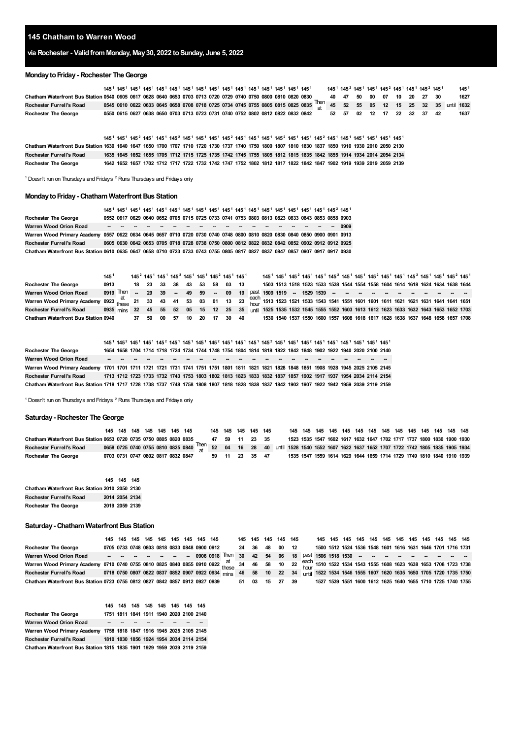# 145 Chatham to Warren Wood

## via Rochester - Valid from Monday, May 30, 2022 to Sunday, June 5, 2022

### Monday to Friday - Rochester The George

| | 145[1] | 145[1] | 145[1] | 145[1] | 145[1] | 145[1] | 145[1] | 145[1] | 145[1] | 145[1] | 145[1] | 145[1] | 145[1] | 145[1] | 145[1] | | 145[1] | 145[2] | 145[1] | 145[1] | 145[2] | 145[1] | 145[1] | 145[2] | 145[1] | | 145[1] |
|---|---|---|---|---|---|---|---|---|---|---|---|---|---|---|---|---|---|---|---|---|---|---|---|---|---|---|---|
| Chatham Waterfront Bus Station | 0540 | 0605 | 0617 | 0628 | 0640 | 0653 | 0703 | 0713 | 0720 | 0729 | 0740 | 0750 | 0800 | 0810 | 0830 | Then at | 40 | 47 | 50 | 00 | 07 | 10 | 20 | 27 | 30 | until | 1627 |
| Rochester Furrell's Road | 0545 | 0610 | 0622 | 0633 | 0645 | 0658 | 0708 | 0718 | 0725 | 0734 | 0745 | 0755 | 0805 | 0815 | 0825 | 0835 | 45 | 52 | 55 | 05 | 12 | 15 | 25 | 32 | 35 | | 1632 |
| Rochester The George | 0550 | 0615 | 0627 | 0638 | 0650 | 0703 | 0713 | 0723 | 0731 | 0740 | 0752 | 0802 | 0812 | 0822 | 0832 | 0842 | 52 | 57 | 02 | 12 | 17 | 22 | 32 | 37 | 42 | | 1637 |

| | 145[1] | 145[1] | 145[2] | 145[1] | 145[1] | 145[2] | 145[1] | 145[1] | 145[1] | 145[2] | 145[1] | 145[1] | 145[1] | 145[2] | 145[1] | 145[1] | 145[2] | 145[1] | 145[1] | 145[1] | 145[1] | 145[1] | 145[1] |
|---|---|---|---|---|---|---|---|---|---|---|---|---|---|---|---|---|---|---|---|---|---|---|---|
| Chatham Waterfront Bus Station | 1630 | 1640 | 1647 | 1650 | 1700 | 1707 | 1710 | 1720 | 1730 | 1737 | 1740 | 1750 | 1800 | 1807 | 1810 | 1830 | 1837 | 1850 | 1910 | 1930 | 2010 | 2050 | 2130 |
| Rochester Furrell's Road | 1635 | 1645 | 1652 | 1655 | 1705 | 1712 | 1715 | 1725 | 1735 | 1742 | 1745 | 1755 | 1805 | 1812 | 1815 | 1835 | 1842 | 1855 | 1914 | 1934 | 2014 | 2054 | 2134 |
| Rochester The George | 1642 | 1652 | 1657 | 1702 | 1712 | 1717 | 1722 | 1732 | 1742 | 1747 | 1752 | 1802 | 1812 | 1817 | 1822 | 1842 | 1847 | 1902 | 1919 | 1939 | 2019 | 2059 | 2139 |

[1] Doesn't run on Thursdays and Fridays [2] Runs Thursdays and Fridays only

### Monday to Friday - Chatham Waterfront Bus Station

| | 145[1] | 145[1] | 145[1] | 145[1] | 145[1] | 145[1] | 145[1] | 145[1] | 145[1] | 145[1] | 145[1] | 145[1] | 145[1] | 145[1] | 145[1] | 145[1] | 145[2] | 145[1] |
|---|---|---|---|---|---|---|---|---|---|---|---|---|---|---|---|---|---|---|
| Rochester The George | 0552 | 0617 | 0629 | 0640 | 0652 | 0705 | 0715 | 0725 | 0733 | 0741 | 0753 | 0803 | 0813 | 0823 | 0833 | 0843 | 0853 | 0858 | 0903 |
| Warren Wood Orion Road | -- | -- | -- | -- | -- | -- | -- | -- | -- | -- | -- | -- | -- | -- | -- | -- | -- | 0909 |
| Warren Wood Primary Academy | 0557 | 0622 | 0634 | 0645 | 0657 | 0710 | 0720 | 0730 | 0740 | 0748 | 0800 | 0810 | 0820 | 0830 | 0840 | 0850 | 0900 | 0901 | 0913 |
| Rochester Furrell's Road | 0605 | 0630 | 0642 | 0653 | 0705 | 0718 | 0728 | 0738 | 0750 | 0800 | 0812 | 0822 | 0832 | 0842 | 0852 | 0902 | 0912 | 0912 | 0925 |
| Chatham Waterfront Bus Station | 0610 | 0635 | 0647 | 0658 | 0710 | 0723 | 0733 | 0743 | 0755 | 0805 | 0817 | 0827 | 0837 | 0847 | 0857 | 0907 | 0917 | 0917 | 0930 |

| | 145[1] | | 145[2] | 145[1] | 145[1] | 145[2] | 145[1] | 145[1] | 145[2] | 145[1] | 145[1] | | 145[1] | 145[1] | 145[2] | 145[1] | 145[1] | 145[2] | 145[1] | 145[1] | 145[2] | 145[1] | 145[1] | 145[2] | 145[1] | 145[1] | 145[2] | 145[1] |
|---|---|---|---|---|---|---|---|---|---|---|---|---|---|---|---|---|---|---|---|---|---|---|---|---|---|---|---|---|
| Rochester The George | 0913 | Then at these mins | 18 | 23 | 33 | 38 | 43 | 53 | 58 | 03 | 13 | past each hour until | 1503 | 1513 | 1518 | 1523 | 1533 | 1538 | 1544 | 1554 | 1558 | 1604 | 1614 | 1618 | 1624 | 1634 | 1638 | 1644 |
| Warren Wood Orion Road | 0919 | | -- | 29 | 39 | -- | 49 | 59 | -- | 09 | 19 | | 1509 | 1519 | -- | 1529 | 1539 | -- | -- | -- | -- | -- | -- | -- | -- | -- | -- | -- |
| Warren Wood Primary Academy | 0923 | | 21 | 33 | 43 | 41 | 53 | 03 | 01 | 13 | 23 | | 1513 | 1523 | 1521 | 1533 | 1543 | 1541 | 1551 | 1601 | 1601 | 1611 | 1621 | 1621 | 1631 | 1641 | 1641 | 1651 |
| Rochester Furrell's Road | 0935 | | 32 | 45 | 55 | 52 | 05 | 15 | 12 | 25 | 35 | | 1525 | 1535 | 1532 | 1545 | 1555 | 1552 | 1603 | 1613 | 1612 | 1623 | 1633 | 1632 | 1643 | 1653 | 1652 | 1703 |
| Chatham Waterfront Bus Station | 0940 | | 37 | 50 | 00 | 57 | 10 | 20 | 17 | 30 | 40 | | 1530 | 1540 | 1537 | 1550 | 1600 | 1557 | 1608 | 1618 | 1617 | 1628 | 1638 | 1637 | 1648 | 1658 | 1657 | 1708 |

| | 145[1] | 145[2] | 145[1] | 145[1] | 145[2] | 145[1] | 145[1] | 145[1] | 145[2] | 145[1] | 145[1] | 145[1] | 145[2] | 145[1] | 145[1] | 145[2] | 145[1] | 145[1] | 145[1] | 145[1] | 145[1] | 145[1] |
|---|---|---|---|---|---|---|---|---|---|---|---|---|---|---|---|---|---|---|---|---|---|---|
| Rochester The George | 1654 | 1658 | 1704 | 1714 | 1718 | 1724 | 1734 | 1744 | 1748 | 1754 | 1804 | 1814 | 1818 | 1822 | 1842 | 1848 | 1902 | 1922 | 1940 | 2020 | 2100 | 2140 |
| Warren Wood Orion Road | -- | -- | -- | -- | -- | -- | -- | -- | -- | -- | -- | -- | -- | -- | -- | -- | -- | -- | -- | -- | -- | -- |
| Warren Wood Primary Academy | 1701 | 1701 | 1711 | 1721 | 1721 | 1731 | 1741 | 1751 | 1751 | 1801 | 1811 | 1821 | 1821 | 1828 | 1848 | 1851 | 1908 | 1928 | 1945 | 2025 | 2105 | 2145 |
| Rochester Furrell's Road | 1713 | 1712 | 1723 | 1733 | 1732 | 1743 | 1753 | 1803 | 1802 | 1813 | 1823 | 1833 | 1832 | 1837 | 1857 | 1902 | 1917 | 1937 | 1954 | 2034 | 2114 | 2154 |
| Chatham Waterfront Bus Station | 1718 | 1717 | 1728 | 1738 | 1737 | 1748 | 1758 | 1808 | 1807 | 1818 | 1828 | 1838 | 1837 | 1842 | 1902 | 1907 | 1922 | 1942 | 1959 | 2039 | 2119 | 2159 |

[1] Doesn't run on Thursdays and Fridays [2] Runs Thursdays and Fridays only

### Saturday - Rochester The George

| | 145 | 145 | 145 | 145 | 145 | 145 | 145 | | 145 | 145 | 145 | 145 | 145 | | 145 | 145 | 145 | 145 | 145 | 145 | 145 | 145 | 145 | 145 | 145 | 145 | 145 | 145 |
|---|---|---|---|---|---|---|---|---|---|---|---|---|---|---|---|---|---|---|---|---|---|---|---|---|---|---|---|---|
| Chatham Waterfront Bus Station | 0653 | 0720 | 0735 | 0750 | 0805 | 0820 | 0835 | Then at | 47 | 59 | 11 | 23 | 35 | until | 1523 | 1535 | 1547 | 1602 | 1617 | 1632 | 1647 | 1702 | 1717 | 1737 | 1800 | 1830 | 1900 | 1930 |
| Rochester Furrell's Road | 0658 | 0725 | 0740 | 0755 | 0810 | 0825 | 0840 | | 52 | 04 | 16 | 28 | 40 | | 1528 | 1540 | 1552 | 1607 | 1622 | 1637 | 1652 | 1707 | 1722 | 1742 | 1805 | 1835 | 1905 | 1934 |
| Rochester The George | 0703 | 0731 | 0747 | 0802 | 0817 | 0832 | 0847 | | 59 | 11 | 23 | 35 | 47 | | 1535 | 1547 | 1559 | 1614 | 1629 | 1644 | 1659 | 1714 | 1729 | 1749 | 1810 | 1840 | 1910 | 1939 |

| | 145 | 145 | 145 |
|---|---|---|---|
| Chatham Waterfront Bus Station | 2010 | 2050 | 2130 |
| Rochester Furrell's Road | 2014 | 2054 | 2134 |
| Rochester The George | 2019 | 2059 | 2139 |

### Saturday - Chatham Waterfront Bus Station

| | 145 | 145 | 145 | 145 | 145 | 145 | 145 | 145 | 145 | | 145 | 145 | 145 | 145 | 145 | | 145 | 145 | 145 | 145 | 145 | 145 | 145 | 145 | 145 | 145 | 145 | 145 |
|---|---|---|---|---|---|---|---|---|---|---|---|---|---|---|---|---|---|---|---|---|---|---|---|---|---|---|---|---|
| Rochester The George | 0705 | 0733 | 0748 | 0803 | 0818 | 0833 | 0848 | 0900 | 0912 | Then at these mins | 24 | 36 | 48 | 00 | 12 | past each hour until | 1500 | 1512 | 1524 | 1536 | 1548 | 1601 | 1616 | 1631 | 1646 | 1701 | 1716 | 1731 |
| Warren Wood Orion Road | -- | -- | -- | -- | -- | -- | -- | 0906 | 0918 | | 30 | 42 | 54 | 06 | 18 | | 1506 | 1518 | 1530 | -- | -- | -- | -- | -- | -- | -- | -- | -- |
| Warren Wood Primary Academy | 0710 | 0740 | 0755 | 0810 | 0825 | 0840 | 0855 | 0910 | 0922 | | 34 | 46 | 58 | 10 | 22 | | 1510 | 1522 | 1534 | 1543 | 1555 | 1608 | 1623 | 1638 | 1653 | 1708 | 1723 | 1738 |
| Rochester Furrell's Road | 0718 | 0750 | 0807 | 0822 | 0837 | 0852 | 0907 | 0922 | 0934 | | 46 | 58 | 10 | 22 | 34 | | 1522 | 1534 | 1546 | 1555 | 1607 | 1620 | 1635 | 1650 | 1705 | 1720 | 1735 | 1750 |
| Chatham Waterfront Bus Station | 0723 | 0755 | 0812 | 0827 | 0842 | 0857 | 0912 | 0927 | 0939 | | 51 | 03 | 15 | 27 | 39 | | 1527 | 1539 | 1551 | 1600 | 1612 | 1625 | 1640 | 1655 | 1710 | 1725 | 1740 | 1755 |

| | 145 | 145 | 145 | 145 | 145 | 145 | 145 | 145 |
|---|---|---|---|---|---|---|---|---|
| Rochester The George | 1751 | 1811 | 1841 | 1911 | 1940 | 2020 | 2100 | 2140 |
| Warren Wood Orion Road | -- | -- | -- | -- | -- | -- | -- | -- |
| Warren Wood Primary Academy | 1758 | 1818 | 1847 | 1916 | 1945 | 2025 | 2105 | 2145 |
| Rochester Furrell's Road | 1810 | 1830 | 1856 | 1924 | 1954 | 2034 | 2114 | 2154 |
| Chatham Waterfront Bus Station | 1815 | 1835 | 1901 | 1929 | 1959 | 2039 | 2119 | 2159 |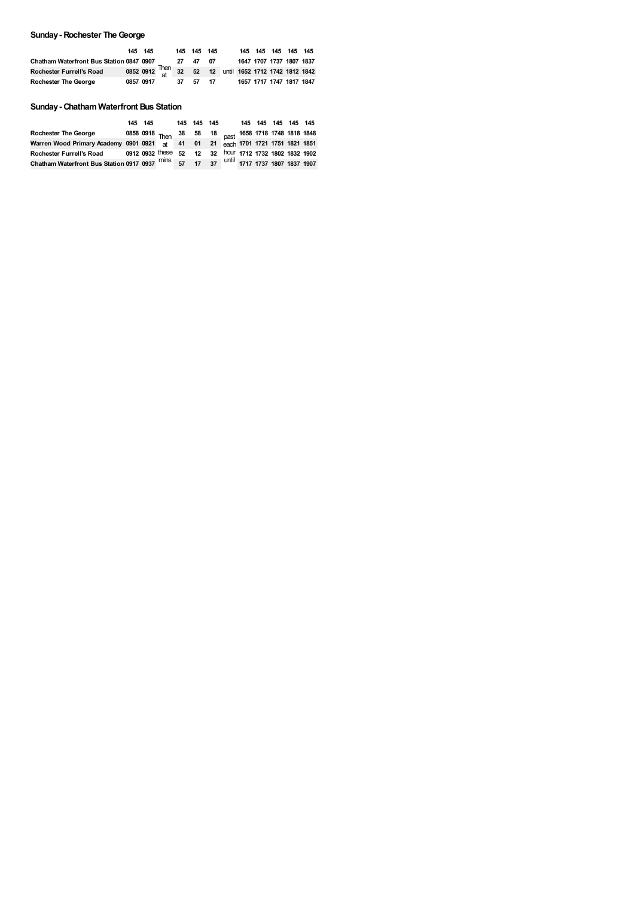## Sunday - Rochester The George

| | 145 | 145 | | 145 | 145 | 145 | | 145 | 145 | 145 | 145 | 145 |
|---|---|---|---|---|---|---|---|---|---|---|---|---|
| Chatham Waterfront Bus Station | 0847 | 0907 | Then at | 27 | 47 | 07 | until | 1647 | 1707 | 1737 | 1807 | 1837 |
| Rochester Furrell's Road | 0852 | 0912 | | 32 | 52 | 12 | | 1652 | 1712 | 1742 | 1812 | 1842 |
| Rochester The George | 0857 | 0917 | | 37 | 57 | 17 | | 1657 | 1717 | 1747 | 1817 | 1847 |

## Sunday - Chatham Waterfront Bus Station

| | 145 | 145 | | 145 | 145 | 145 | | 145 | 145 | 145 | 145 | 145 |
|---|---|---|---|---|---|---|---|---|---|---|---|---|
| Rochester The George | 0858 | 0918 | Then at these mins | 38 | 58 | 18 | past each hour until | 1658 | 1718 | 1748 | 1818 | 1848 |
| Warren Wood Primary Academy | 0901 | 0921 | | 41 | 01 | 21 | | 1701 | 1721 | 1751 | 1821 | 1851 |
| Rochester Furrell's Road | 0912 | 0932 | | 52 | 12 | 32 | | 1712 | 1732 | 1802 | 1832 | 1902 |
| Chatham Waterfront Bus Station | 0917 | 0937 | | 57 | 17 | 37 | | 1717 | 1737 | 1807 | 1837 | 1907 |